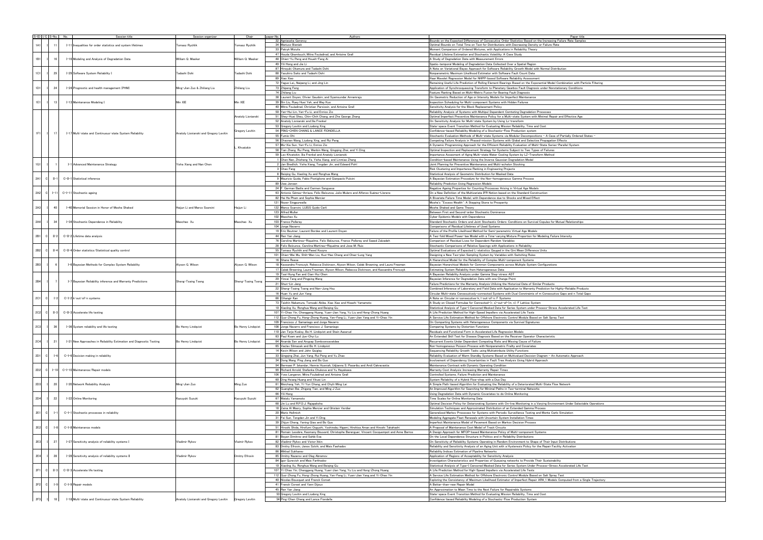| S-ID | I/C | S-No. | No. | Session title | Session organizer | Chair | paper No. | Authors | Paper title |
|---|---|---|---|---|---|---|---|---|---|
| 1A1 | | 11 | I-11 | Inequalities for order statistics and system lifetimes | Tomasz Rychlik | Tomasz Rychlik | 32 | Agnieszka Goroncy | Bounds on the Expected Differences of Consecutive Order Statistics Based on the Increasing Failure Rate Samples |
| | | | | | | | 24 | Mariusz Bieniek | Optimal Bounds on Total Time on Test for Distributions with Decreasing Density or Failure Rate |
| | | | | | | | 33 | Patryk Miziuła | Moment Comparison of Ordered Mixtures, with Applications in Reliability Theory |
| 1B1 | | 16 | I-16 | Modeling and Analysis of Degradation Data | William Q. Meeker | William Q. Meeker | 47 | Houda Ghamlouch, Mitra Fouladirad, and Antoine Grall | Residual Lifetime Estimation and Stochastic Volatility: A Case Study |
| | | | | | | | 48 | Chien-Yu Peng and Hsueh-Fang Ai | A Study of Degradation Data with Measurement Errors |
| | | | | | | | 49 | Yili Hong and Jie Li | Spatio-temporal Modeling of Degradation Data Collected Over a Spatial Region |
| 1C1 | | 29 | I-29 | Software System Reliability I | Tadashi Dohi | Tadashi Dohi | 87 | Hiroyuki Okamura and Tadashi Dohi | A Note on Variational Bayes Approach for Software Reliability Growth Model with Normal Distribution |
| | | | | | | | 88 | Yasuhiro Saito and Tadashi Dohi | Nonparametric Maximum Likelihood Estimator with Software Fault Count Data |
| | | | | | | | 89 | Xiao Xiao | Haar Wavelet Regression Model for NHPP-based Software Reliability Assessment |
| 1D1 | | 24 | I-24 | Prognostic and health management (PHM) | Ming-Jian Zuo & Zhiliang Liu | Zhiliang Liu | 72 | Yaguo Lei, Naipeng Li, and Jing Lin | Remaining Useful Life Prediction of Rolling Element Bearings Based on the Exponential Model Combination with Particle Filtering |
| | | | | | | | 73 | Zhipeng Feng | Application of Synchrosqueezing Transform to Planetary Gearbox Fault Diagnosis under Nonstationary Conditions |
| | | | | | | | 74 | Zhiliang Liu | Feature Ranking Based on Multi-Metric Fusion for Bearing Fault Diagnosis |
| 1E1 | | 13 | I-13 | Maintenance Modeling I | Min XIE | Min XIE | 38 | Laurent Doyen, Olivier Gaudoin, and Syamsundar Annamraju | On Geometric Reduction of Age or Intensity Models for Imperfect Maintenance |
| | | | | | | | 39 | Bin Liu, Ruey Huei Yeh, and Way Kuo | Inspection Scheduling for Multi-component Systems with Hidden Failures |
| | | | | | | | 40 | Mitra Fouladirad, Christian Paroissin, and Antoine Grall | Sensitivity Analysis for the Block Replacement Policy |
| 1F1 | | 17 | I-17 | Multi-state and Continuous-state System Reliability | Anatoly Lisnianski and Gregory Levitin | Anatoly Lisnianski | 50 | Yan-Hui Lin, Yan-Fu Li, and Enrico Zio | Reliability Analysis of Systems with Multipul Dependent Combating Degradation Processes |
| | | | | | | | 51 | Shey-Huei Sheu, Chin-Chih Chang, and Zhe George Zhang | Optimal Imperfect Preventive Maintenance Policy for a Multi-state System with Minimal Repair and Effective Age |
| | | | | | | | 52 | Anatoly Lisnianski and Ilia Frenkel | On Sensitivity Analysis for Multi-state System by Using Lz-transform |
| | | | | | | Gregory Levitin | 53 | Gregory Levitin and Liudong Xing | State-space Event Transition Method for Evaluating Mission Reliability, Time and Cost |
| | | | | | | | 54 | PING-CHEN CHANG & LANCE FIONDELLA | Confidence-based Reliability Modeling of a Stochastic-Flow Production system |
| | | | | | | | 55 | Fumio Ohi | Stochastic Evaluation Methods of Multi-state Systems via Modular Decompositions - A Case of Partially Ordered States - |
| | | | | | | L. Khvatskin | 56 | Chaonan Wang, Liudong Xing, and Rui Peng | Competing Failure Analysis in Phased-mission Systems with Global and Selective Propagation Effects |
| | | | | | | | 57 | Mu-Xia Sun, Yan-Fu Li, Enrico Zio | A Dynamic Programming Approach for the Efficient Reliability Evaluation of Multi-State Series-Parallel System |
| | | | | | | | 58 | Tian Zhang, Rui Peng, Wenbin Wang, Qingqing Zhai, and Yi Ding | Optimal Inspection and Replacement Strategy for Systems Subject to Two Types of Failures |
| | | | | | | | 59 | Lev Khvatskin, Ilia Frenkel and Anatoly Lisnianski | Importance Assessment of Aging Multi-state Water Cooling System by LZ-Transform Method |
| 1G1 | | 1 | I-1 | Advanced Maintenance Strategy | Yisha Xiang and Nan Chen | | 1 | Chen Nan, Zhisheng Ye, Yisha Xiang, and Linmiao Zhang | Condition-based Maintenance Using the Inverse Gaussian Degradation Model |
| | | | | | | | 2 | Jan Bredlich, Yisha Xiang, Tongdan Jin, and Edward Pohl | Joint Planning for Preventive Maintenance and Multi-echelon Stocking |
| | | | | | | | 3 | Chao Fang | Risk Clustering and Importance Ranking in Engineering Projects |
| 2A1 | C | II-1 | C-II-1 | Statistical inference | | | 8 | Beiqing Gu, Xiaoling Xu and Ronghua Wang | Statistical Analysis of Geometric Distribution for Masked Data |
| | | | | | | | 9 | Maurizio Guida, Fabio Postiglione and Gianpaolo Pulcini | A Bayesian Estimation Procedure for the Non-homogeneous Gamma Process |
| | | | | | | | 89 | Uwe Jensen | Reliability Prediction Using Regression Models |
| 2A2 | C | I-11 | C-I-11 | Stochastic ageing | | | 24 | F. German Badía and Carmen Sangüesa | Negative Ageing Properties for Counting Processes Arising in Virtual Age Models |
| | | | | | | | 63 | Antonio Gómez-Arriaza, Felix Belzunce, Julio Mulero and Alfonso Suárez-Llorens | On a New Definition of the Multivariate IFR Notion based on the Standard Construction |
| | | | | | | | 82 | Hai Ha Pham and Sophie Mercier | A Bivariate Failure Time Model, with Dependence due to Shocks and Mixed Effect |
| 2A3 | | 40 | I-40 | Memorial Session in Honor of Moshe Shaked | Haijun Li and Marco Scarsini | Haijun Li | 121 | Nozer Singpurwalla | Moshe's "Excess Wealth": A Stepping Stone to Prosperity |
| | | | | | | | 122 | Marco Scarsini, LUISS Guido Carli | Moshe Shaked and Game Theory |
| | | | | | | | 123 | Alfred Müller | Between First and Second-order Stochastic Dominance |
| 2A4 | | 34 | I-34 | Stochastic Dependence in Reliability | Maochao Xu | Maochao Xu | 102 | Maochao Xu | Cyber Epidemic Models with Dependence |
| | | | | | | | 103 | Franco Pellerey | Standard Stochastic Orders and Joint Stochastic Orders: Conditions on Survival Copulas for Mutual Relationships |
| | | | | | | | 104 | Jorge Navarro | Comparisons of Residual Lifetimes of Used Systems |
| 2B1 | C | II-2 | C-II-2 | Lifetime data analysis | | | 19 | Eric Beutner, Laurent Bordes and Laurent Doyen | Failure of the Profile Likelihood Method for Semi-parametric Virtual Age Models |
| | | | | | | | 44 | Ren Yan Jiang | A Two-fold Mixed Power-law Model with a Time-varying Mixture Proportion for Modeling Failure Intensity |
| | | | | | | | 76 | Carolina Martínez-Riquelme, Felix Belzunce, Franco Pellerey and Saeed Zalzadeh | Comparison of Residual Lives for Dependent Random Variables |
| 2B2 | C | II-4 | C-II-4 | Order statistics/Statistical quality control | | | 28 | Felix Belzunce, Carolina Martínez-Riquelme and Jose M. Ruiz | Stochastic Comparisons of Relative Spacings with Applications in Reliability |
| | | | | | | | 55 | Tomasz Rychlik and Paweł Kozyra | Optimal Evaluations of Expected L-statistics Gauged in the Gini Mean Difference Units |
| | | | | | | | 101 | Chien-Wei Wu, Shih-Wen Liu, Kuo-Hao Chang and Chao-Lung Yang | Designing a New Two-plan Sampling System by Variables with Switching Rules |
| 2B3 | | 6 | I-6 | Bayesian Methods for Complex System Reliability | Alyson G. Wilson | Alyson G. Wilson | 16 | Shane Reese | A Hierarchical Model for the Reliability of Complex Multi-component Systems |
| | | | | | | | 18 | Kassandra Fronczyk, Rebecca Dickinson, Alyson Wilson, Caleb Browning, and Laura Freeman | Bayesian Hierarchical Models for Common Components across Multiple System Configurations |
| | | | | | | | 17 | Caleb Browning, Laura Freeman, Alyson Wilson, Rebecca Dickinson, and Kassandra Fronczyk | Estimating System Reliability from Heterogeneous Data |
| 2B4 | | 7 | I-7 | Bayesian Reliability inference and Warranty Predictions | Sheng-Tsaing Tseng | Sheng-Tsaing Tseng | 19 | Tsai-Hung Fan and Cian-Hui Chen | A Bayesian Reliability Analysis under Gamma Step-stress ADT |
| | | | | | | | 20 | Yincai Tang and Pingping Wang | Bayesian Inference for Degradation Data with one Change Point |
| | | | | | | | 21 | Shuo-Lin Jeng | Failure Predictions for the Warranty Analysis Utilizing the Historical Data of Similar Products |
| | | | | | | | 22 | Sheng-Tsaing Tseng and Nan-Jung Hsu | Combined Inference of Laboratory and Field Data with Application to Warranty Prediction for Highly-Reliable Products |
| 2C1 | C | I-2 | C-I-2 | k-out-of-n systems | | | 16 | Huan Yu and Jun Yang | Circular Multi-state Consecutively-connected Systems with Dual Constraints of m Consecutive Gaps and n Total Gaps |
| | | | | | | | 86 | Chengir Kan | A Note on Circular m-consecutive-k, l-out-of-n: F Systems |
| | | | | | | | 73 | Taishin Nakamura, Tomoaki Akiba, Xiao Xiao and Hisashi Yamamoto | A Study on Closed Formulas for Connected-(r, s)-out-of-(m, n): F Lattice System |
| 2C2 | C | II-3 | C-II-3 | Accelerate life testing | | | 10 | Xiaoling Xu, Ronghua Wang and Beiqing Gu | Statistical Analysis of Type-I Censored Masked Data for Series System under Process-Stress Accelerated Life Test |
| | | | | | | | 107 | Yi-Chao Yin, Chengpeng Huang, Yuan-Jian Yang, Yu Liu and Hong-Zhong Huang | A Life Prediction Method for High-Speed Impellers via Accelerated Life Tests |
| | | | | | | | 112 | Guo-Zhong Fu, Hong-Zhong Huang, Yan-Feng Li, Yuan-Jian Yang and Yi-Chao Yin | A Service Life Estimation Method for Offshore Electronic Control Module Based on Salt Spray Test |
| 2C3 | | 36 | I-36 | System reliability and life testing | Bo Henry Lindqvist | Bo Henry Lindqvist | 109 | Francisco J. Samaniego and Jorge Navarro | On Comparing Systems with Heterogeneous Components via Survival Signatures |
| | | | | | | | 108 | Jorge Navarro and Francisco J. Samaniego | Comparing Systems by Distortion Functions |
| | | | | | | | 110 | Jan Terje Kvaløy, Bo H. Lindqvist and Stein Aaserud | Residuals and Functional Form in Accelerated Life Regression Models |
| 2C4 | | 21 | I-21 | New Approaches in Reliability Estimation and Diagnostic Testing | Bo Henry Lindqvist | Bo Henry Lindqvist | 63 | Paul Kvam and Jye-Chyi Lu | An Extended Skill Test for Disease Diagnosis Based on the Receiver Operator Characteristic |
| | | | | | | | 64 | Ananda Sen and Anupap Somboonsavatdee | Recurrent Events Under Dependent Competing Risks and Missing Cause of Failure |
| | | | | | | | 65 | Vaclav Slimacek and Bo H. Lindqvist | Non-homogeneous Poisson Process with Nonparametric Frailty and Covariates |
| 2D1 | C | I-6 | C-I-6 | Decision making in reliability | | | 14 | Kevin Wilson and John Quigley | Sequencing Reliability Growth Tasks using Multiattribute Utility Functions |
| | | | | | | | 33 | Qingqing Zhai, Jun Yang, Rui Peng and Yu Zhao | Reliability Evaluation of Warm Standby Systems Based on Multivalued Decision Diagram - An Automatic Approach |
| | | | | | | | 34 | Dong Wang, Ping Jiang and Bo Guo | Involvement of Dependency Uncertainties in Fault Tree Analysis Using Hybrid Approach |
| 2D2 | C | I-10 | C-I-10 | Maintenance/Repair models | | | 94 | Bermawi P. Iskandar, Hennie Husniah, Udjianna S. Pasaribu and Andi Cakravastia | Maintenance Contract with Dynamic Operating Condition |
| | | | | | | | 95 | Richard Arnold, Stefanka Chukova and Yu Hayakawa | Warranty Cost Analysis: Increasing Warranty Repair Times |
| | | | | | | | 106 | Yves Langeron, Mitra Fouladirad and Antoine Grall | Controlled Systems, Failure Prediction and Maintenance |
| 2D3 | | 20 | I-20 | Network Reliability Analysis | Ming-Jian Zuo | Ming Zuo | 60 | Ding Hsiang Huang and Yikuei Lin | System Reliability of a Hybrid Flow-shop with a Due Day |
| | | | | | | | 61 | Weichang Yeh, Yi-Yun Cheng, and Chyh-Ming Lai | A Simple Path-based Algorithm for Evaluating the Reliability of a Deteriorated Multi-State Flow Network |
| | | | | | | | 62 | Guanghan Bai, Zhigang Tian, and Ming J Zuo | An Improved Algorithm for Searching for Minimal Paths in Two-terminal Networks |
| 2D4 | | 22 | I-22 | Online Monitoring | Kazuyuki Suzuki | Kazuyuki Suzuki | 66 | Yili Hong | Using Degradation Data with Dynamic Covariates to do Online Monitoring |
| | | | | | | | 67 | Watalu Yamamoto | Time Scales for Online Monitoring Data |
| | | | | | | | 68 | Jin Lu and R.P.D.J. Rajapaksha | Optimal Decision Policy for Deteriorating Systems with On-line Monitoring in a Varying Environment Under Selectable Operations |
| 2E1 | C | I-1 | C-I-1 | Stochastic processes in reliability | | | 18 | Zeina Al Masry, Sophie Mercier and Ghislain Verdier | Simulation Techniques and Approximated Distribution of an Extended Gamma Process |
| | | | | | | | 20 | Mario Hellmich | Generalized Markov Processes for Systems with Periodic Surveillance Testing and Monte Carlo Simulation |
| | | | | | | | 31 | Fei Sun, Tongdan Jin and Yi Ding | Modeling Aggregate Fleet Renewals with Uncertain System Installation Times |
| 2E2 | C | I-8 | C-I-8 | Maintenance models | | | 39 | Zhijun Cheng, Yaning Qiao and Bo Guo | Imperfect Maintenance Model of Pavement Based on Markov Decision Process |
| | | | | | | | 51 | Hiroshi Shida, Hirofumi Oiguchi, Yoshinobu Higami, Hiroshisa Aman and Hiroshi Takahashi | A Proposal of Maintenance Cost Model of Track Circuits |
| | | | | | | | 81 | Romain Lesobre, Keomany Bouvard, Christophe Berenguer, Vincent Cocquempot and Anne Barros | A Design Approach for MFOP-based Maintenance Policy of Multi-component Systems |
| 2E3 | | 27 | I-27 | Sensitivity analysis of reliability systems I | Vladimir Rykov | Vlaimir Rykov | 81 | Boyan Dimitrov and Sahib Esa | On the Local Dependence Structure in Politics and in Reliability Distributions |
| | | | | | | | 82 | Vladimir Rykov and Victor Itkin | On Sensitivity of Reliability Systems Operating in Random Environment to Shape of Their Input Distributions |
| | | | | | | | 83 | Dmitry Efrosin, Janos Sztrik, and Mais Farhadov | Reliability and Sensitivity Analysis of an Aging Unit with a Hysteresis Policy for the Repair Facility Activation |
| 2E4 | | 28 | I-28 | Sensitivity analysis of reliability systems II | Vladimir Rykov | Dmitry Efrosin | 86 | Mikhail Sukharev | Reliability Indices Estimation of Pipeline Networks |
| | | | | | | | 85 | Dmitry Nazarov and Oleg Abramov | Application of Regions of Acceptability for Sensitivity Analysis |
| | | | | | | | 84 | Igor Gurevich and Mais Farkhadov | Investigation Characteristics and Properties of Queueing networks to Provide Their Sustainability |
| 2F1 | C | II-3 | C-II-3 | Accelerate life testing | | | 10 | Xiaoling Xu, Ronghua Wang and Beiqing Gu | Statistical Analysis of Type-I Censored Masked Data for Series System Under Process-Stress Accelerated Life Test |
| | | | | | | | 107 | Yi-Chao Yin, Chengpeng Huang, Yuan-Jian Yang, Yu Liu and Hong-Zhong Huang | A Life Prediction Method for High-Speed Impellers via Accelerated Life Tests |
| | | | | | | | 112 | Guo-Zhong Fu, Hong-Zhong Huang, Yan-Feng Li, Yuan-Jian Yang and Yi-Chao Yin | A Service Life Estimation Method for Offshore Electronic Control Module Based on Salt Spray Test |
| 2F2 | C | I-9 | C-I-9 | Repair models | | | 40 | Nicolas Bousquet and Franck Corset | Exploring the Consistency of Maximum Likelihood Estimator of Imperfect Repair ARA_1 Models Computed from a Single Trajectory |
| | | | | | | | 41 | Franck Corset and Yann Dijoux | A Better-than-new Repair Model |
| | | | | | | | 45 | Ren Yan Jiang | An Approximation to Mean Time to the Next Failure for Repairable Systems |
| 2F3 | | 18 | I-18 | Multi-state and Continuous-state System Reliability | Anatoly Lisnianski and Gregory Levitin | Gregory Levitin | 53 | Gregory Levitin and Liudong Xing | State-space Event Transition Method for Evaluating Mission Reliability, Time and Cost |
| | | | | | | | 54 | Ping-Chen Chang and Lance Fiondella | Confidence-based Reliability Modeling of a Stochastic-Flow Production System |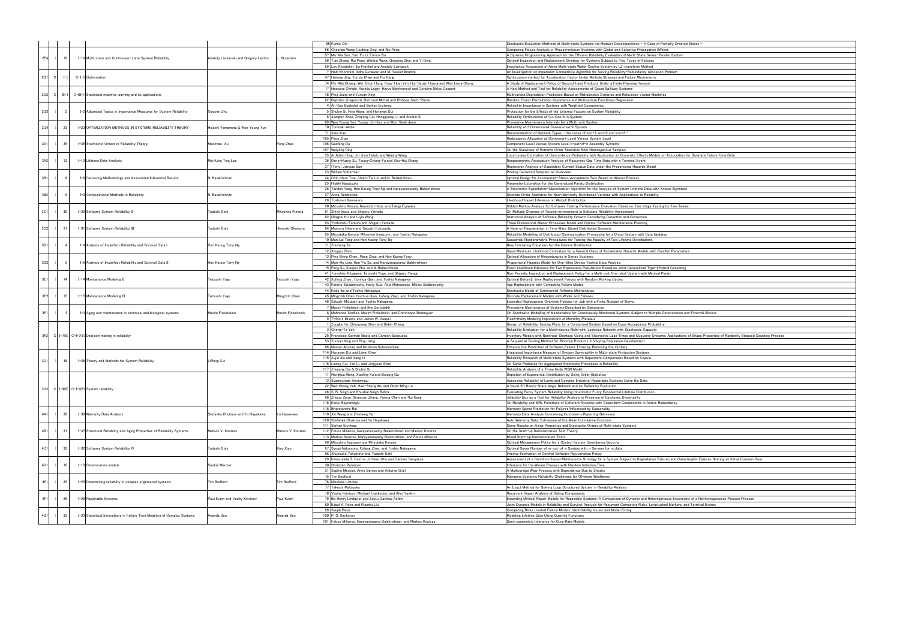| | | | | | | | | | |
|---|---|---|---|---|---|---|---|---|---|
| | | | | | | 55 | Fumio Ohi | Stochastic Evaluation Methods of Multi-state Systems via Modular Decompositions - A Case of Partially Ordered States - |
| 2F4 | I | 19 | I-19 Multi-state and Continuous-state System Reliability | Anatoly Lisnianski and Gregory Levitin | L. Khvatskin | 56 | Chaonan Wang, Liudong Xing, and Rui Peng | Competing Failure Analysis in Phased-mission Systems with Global and Selective Propagation Effects |
| | | | | | | 57 | Mu-Xia Sun, Yan-Fu Li, Enrico Zio | A Dynamic Programming Approach for the Efficient Reliability Evaluation of Multi-State Series-Parallel System |
| | | | | | | 58 | Tian Zhang, Rui Peng, Wenbin Wang, Qingqing Zhai, and Yi Ding | Optimal Inspection and Replacement Strategy for Systems Subject to Two Types of Failures |
| | | | | | | 59 | Lev Khvatskin, Ilia Frenkel and Anatoly Lisnianski | Importance Assessment of Aging Multi-state Water Cooling System by L2-transform Method |
| 2G1 | C | I-5 | C-I-5 Optimization | | | 7 | Hadi Khorshidi, Indra Gunawan and M. Yousef Ibrahim | An Investigation on Imperialist Competitive Algorithm for Solving Reliability-Redundancy Allocation Problem |
| | | | | | | 47 | Hailong Jing, Yunxia Chen and Rui Kang | Optimization method for Acceleration Factor Under Multiple Stresses and Failure Mechanisms |
| | | | | | | 74 | Pin-Wei Chiang, Wei-Chun Hung, Ruey-Huei Yeh, Hui-Syuan Huang and Wen Liang Chang | A Study of Replacement Policy of Second-hand Products Under a Finite Planning Horizon |
| 2G2 | C | III-1 | C-III-1 Statistical machine learning and its applications | | | 17 | Hassane Chraibi, Aurelie Leger, Herve Barthomeuf and Coraline Neiss Gaspart | A New Method and Tool for Reliability Assessments of Gated Spillway Systems |
| | | | | | | 48 | Ping Jiang and Yunyan Xing | Multivariate Degradation Prediction Based on Mahalanobis Distance and Relevance Vector Machines |
| | | | | | | 92 | Baptiste Gregorutti, Bertrand Michel and Philippe Saint-Pierre | Random Forest Permutation Importance and Multivariate Functional Regression |
| 2G3 | I | 2 | I-2 Advanced Topics in Importance Measures for System Reliability | Xiaoyan Zhu | | 4 | Ali Riza Bozbulut and Serkan Eryilmaz | Reliability Importance in Systems with Weighted Components |
| | | | | | | 5 | Shubin Si, Ning Wang, and Hongyan Dui | Protection for the Effects of the External Factors on System Reliability |
| | | | | | | 6 | Jiangbin Zhao, Zhiqiang Cai, Hongguang Li, and Shubin Si | Reliability Optimization of Cir/Con/k/n System |
| 2G4 | I | 23 | I-23 OPTIMIZATION METHODS IN SYSTEMS RELIABILITY THEORY | Hisashi Yamamoto & Won Young Yun | | 69 | Won Young Yun, Young-Jin Han, and Won-Seok Jeon | Preventive Maintenance Intervals for a Multi-unit System |
| | | | | | | 70 | Tomoaki Akiba | Reliability of 3 Dimensional Consecutive-k System |
| | | | | | | 71 | Xiao Xiao | Reconsideration of Network Types - the cases of a=n-1, a=n-2 and a=n-3 - |
| 3A1 | I | 35 | I-35 Stochastic Orders in Reliability Theory | Maochao Xu | Peng Zhao | 105 | Peng Zhao | Redundancy Allocation at Component Level Versus System Level |
| | | | | | | 106 | Gaofeng Da | Component Level Versus System Level k-out-of-n Assembly Systems |
| | | | | | | 107 | Weiyong Ding | On the Skewness of Extreme Order Statistics from Heterogeneous Samples |
| 3A2 | I | 12 | I-12 Lifetime Data Analysis | Mei-Ling Ting Lee | | 35 | A. Adam Ding, Jin-Jian Hsieh, and Weijing Wang | Local Linear Estimation of Concordance Probability with Application to Covariate Effects Models on Association for Bivariate Failure-time Data |
| | | | | | | 36 | Deng-Huang Su, Tsung-Chiung Fu and Shu-Hui Chang | Nonparametric Association Analysis of Recurrent Gap Time Data with a Terminal Event |
| | | | | | | 37 | (Tony) Jianguo Sun | Regression Analysis of Dependent Current Status Data under the Proportional Hazards Model |
| 3B1 | I | 8 | I-8 Censoring Methodology and Associated Inferential Results | N. Balakrishnan | | 23 | William Volterman | Pooling Censored Samples: an Overview |
| | | | | | | 24 | Chih Chun Tsai, Chien-Tai Lin and N. Balakrishnan | Optimal Design for Accelerated-Stress Acceptance Test Based on Wiener Process |
| | | | | | | 25 | Hideki Nagatsuka | Parameter Estimation for the Generalized Pareto Distribution |
| 3B2 | I | 9 | I-9 Computational Methods in Reliability | N. Balakrishnan | | 26 | Yandan Yang, Hon Keung Tony Ng and Narayanaswamy Balakrishnan | A Stochastic Expectation-Maximization Algorithm for the Analysis of System Lifetime Data with Known Signature |
| | | | | | | 27 | Anna Dembinska | Discrete Order Statistics for Non-Identically Distributed Variates with Applications to Reliability |
| | | | | | | 28 | Toshinari Kamakura | Likelihood-based Inference on Weibull Distribution |
| 3C1 | I | 30 | I-30 Software System Reliability II | Tadashi Dohi | Mitsuhiro Kimura | 90 | Mitsuhiro Kimura, Naomichi Hata, and Takaji Fujiwara | Hidden Markov Analysis for Software Testing Performance Evaluation Based on Two-stage Testing by Two Teams |
| | | | | | | 91 | Shinji Inoue and Shigeru Yamada | On Multiple Changes of Testing-environment in Software Reliability Assessment |
| | | | | | | 92 | Qingpei Hu and Lujia Wang | Statistical Analysis of Software Reliability Growth Considering Detection and Correction |
| 3C2 | I | 31 | I-31 Software System Reliability III | Tadashi Dohi | Hiroyuki Okamura | 93 | Yoshinobu Tamura and Shigeru Yamada | Three Dimensional Wiener Processes Model and Optimal Software Maintenance Planning |
| | | | | | | 94 | Mamoru Ohara and Satoshi Fukumoto | A Note on Rejuvenation in Time Warp-Based Distributed Systems |
| | | | | | | 95 | Mitsutaka Kimura, Mitsuhiro Imaizumi and Toshio Nakagawa | Reliability Modelling of Distributed Communication Processing for a Cloud System with Data Updates |
| 3D1 | I | 4 | I-4 Analysis of Imperfect Reliability and Survival Data I | Hon Keung Tony Ng | | 10 | Man Lai Tang and Hon Keung Tony Ng | Sequential Nonparametric Procedures for Testing the Equality of Two Lifetime Distributions |
| | | | | | | 11 | Zhisheng Ye | New Estimating Equations for the Gamma Distribution |
| | | | | | | 12 | Xingqiu Zhao | Sieve Maximum Likelihood Estimation for a General Class of Accelerated Hazards Models with Bundled Parameters |
| 3D2 | I | 5 | I-5 Analysis of Imperfect Reliability and Survival Data II | Hon Keung Tony Ng | | 13 | Ping Shing Chan, Peng Zhao, and Hon Keung Tony | Optimal Allocation of Redundancies in Series Systems |
| | | | | | | 14 | Man-Ho Ling, Hon Yiu So, and Narayanaswamy Balakrishnan | Proportional Hazards Model for One-Shot Device Testing Data Analysis |
| | | | | | | 15 | Feng Su, Xiaojun Zhu, and N. Balakrishnan | Exact Likelihood Inference for Two Exponential Populations Based on Joint Generalized Type-I Hybrid Censoring |
| 3E1 | I | 14 | I-14 Maintenance Modeling II | Tetsushi Yuge | Tetsushi Yuge | 41 | Tomohiro Kitagawa, Tetsushi Yuge, and Shigeru Yanagi | Non-Periodic Inspection and Replacement Policy for a Multi-unit One-shot System with Minimal Repair |
| | | | | | | 42 | Xufeng Zhao , Cunhua Qian, and Toshio Nakagawa | Optimal Before E-time Replacement Polices with Random Working Cycles |
| | | | | | | 43 | Ferenc Szidarovszky, Harry Guo, Akio Matsumoto, Miklos Szidarovszky | Age Replacement with Competing Failure Modes |
| 3E2 | I | 15 | I-15 Maintenance Modeling III | Tetsushi Yuge | Mingchih Chen | 44 | Kodo Ito and Toshio Nakagawa | Stochastic Model of Commercial Airframe Maintenance |
| | | | | | | 45 | Mingchih Chen, Cunhua Qian, Xufeng Zhao, and Toshio Nakagawa | Discrete Replacement Models with Works and Failures |
| | | | | | | 46 | Satoshi Mizutani and Toshio Nakagawa | Extended Replacement Overtime Policies for Job with a Finite Number of Works |
| 3F1 | I | 3 | I-3 Aging and maintenance in technical and biological systems | Maxim Finkelstein | Maxim Finkelstein | 7 | Maxim Finkelstein and Ilya Gertsbakh | Preventive Maintenance of Systems Described by Signatures |
| | | | | | | 8 | Mahmood Shafiee, Maxim Finkelstein, and Christophe Berenguer | On Stochastic Modelling of Maintenance for Continuously Monitored Systems Subject to Multiple Deterioration and External Shocks |
| | | | | | | 9 | Trifon I. Missov and James W. Vaupel | Fixed-frailty Modeling Implications of Mortality Plateaus |
| 3F2 | C | I-7(5) | C-I-7(5) Decision making in reliability | | | 1 | Zongke He, Zhengrong Shen and Debin Cheng | Design of Reliability Testing Plans for a Condensed System Based on Equal Acceptance Probability |
| | | | | | | 3 | Cheng-Ta Yeh | Reliability Evaluation for a Multi-source Multi-sink Logistics Network with Stochastic Capacity |
| | | | | | | 25 | Francisco Germán Badía and Carmen Sangüesa | Inventory Models with Nonlinear Shortage Costs and Stochastic Lead Times and Queueing Systems; Applications of Shape Properties of Randomly Stopped Counting Process |
| | | | | | | 53 | Yunyan Xing and Ping Jiang | A Sequential Testing Method for Binomial Products in Varying Population Development |
| | | | | | | 86 | Nasser Abooaq and Krishnan Subramaniam | Enhance the Prediction of Software Failure Times by Removing the Outliers |
| 3G1 | I | 38 | I-38 Theory and Methods for System Reliability | LiRong Cui | | 114 | Hongyan Dui and Liwei Chen | Integrated Importance Measure of System Survivability in Multi-state Protection Systems |
| | | | | | | 115 | Xujie Jia and Gang Li | Reliability Research of Multi-state Systems with Dependent Components Based on Copula |
| | | | | | | 116 | Lirong Cui, Yan Li, and Jingyuan Shen | On Some Problems for Aggregated Stochastic Processes in Reliability |
| | | | | | | 117 | Zhiqiang Cai & Shubin Si | Reliability Analysis of a Three Node WSN Model |
| 3G2 | C | I-4(6) | C-I-4(6) System reliability | | | 11 | Ronghua Wang, Xiaoling Xu and Beiqing Gu | Depiction of Exponential Distribution by Using Order Statistics |
| | | | | | | 13 | Syamsundar Annamraju | Assessing Reliability of Large and Complex Industrial Repairable Systems Using Big Data |
| | | | | | | 42 | Wei-Chang Yeh, Haw-Sheng Wu and Chyh-Ming Lai | A Novel 2D Binary-State Adhoc Network and its Reliability Evaluation |
| | | | | | | 46 | S. B. Singh and Khushal Singh Bohra | Evaluating Fuzzy System Reliability Using Intuitinistic Fuzzy Exponential Lifetime Distribution |
| | | | | | | 96 | Zhiguo Zeng, Qingyuan Zhang, Yunxia Chen and Rui Kang | reliability Box as a Tool for Reliability Analysis in Presence of Epistemic Uncertainty |
| | | | | | | 116 | Konul Bayramoglu | On Reliability and MRL Functions of Coherent Systems with Dependent Components in Active Redundancy |
| 4A1 | I | 39 | I-39 Warranty Data Analysis | Stefanka Chukova and Yu Hayakawa | Yu Hayakawa | 118 | Sharatendra Rai | Warranty Spend Prediction for Failures Influenced by Seasonality |
| | | | | | | 119 | Xin Wang and Zhisheng Ye | Warranty Data Analysis Concerning Customer's Reporting Behaviour |
| | | | | | | 120 | Stefanka Chukova and Yu Hayakawa | Auto Warranty Data: Estimation of the Mean Cumulative Function |
| 4B1 | I | 37 | I-37 Structural Reliability and Aging Properties of Reliability Systems | Markos V. Koutras | Markos V. Koutras | 111 | Serkan Eryilmaz | Some Results on Aging Properties and Stochastic Orders of Multi-state Systems |
| | | | | | | 112 | Fotios Milienos, Narayanaswamy Balakrishnan and Markos Koutras | On the Start-up Demonstration Test Theory |
| | | | | | | 113 | Markos Koutras, Narayanaswamy Balakrishnan, and Fotios Milienos | Mixed Start-up Demonstration Tests |
| 4C1 | I | 32 | I-32 Software System Reliability IV | Tadashi Dohi | Xiao Xiao | 96 | Mitsuhiro Imaizumi and Mitsutaka Kimura | Optimal Management Policy for a Control System Considering Security |
| | | | | | | 97 | Syouji Nakamura, Xufeng Zhao, and Toshio Nakagawa | Optimal Sever Number of m-out-of-n System with n Servers for m Jobs |
| | | | | | | 98 | Shunsuke Tokumoto and Tadashi Dohi | Interval Estimation of Optimal Software Rejuvenation Policy |
| 4D1 | I | 10 | I-10 Deterioration models | Sophie Mercier | | 29 | Inmaculada T. Castro, Ji Hwan Cha and Carmen Sangüesa | Assessment of a Condition-based Maintenance Strategy for a System Subject to Degradation Failures and Catastrophic Failures Sharing an Initial Common Sour |
| | | | | | | 30 | Christian Paroissin | Inference for the Wiener Process with Random Initiation Time |
| | | | | | | 31 | Sophie Mercier, Anne Barros and Antoine Grall | A Multivariate Wear Process with Dependence Due to Shocks |
| 4E1 | I | 25 | I-25 Determining reliability in complex engineered systems | Tim Bedford | Tim Bedford | 75 | Tim Bedford | Managing Systemic Reliability Challenges for Offshore Windfarms |
| | | | | | | 76 | Nikolaos Limnios | |
| | | | | | | 77 | Takeshi Matsuoka | An Exact Method for Solving Loop Structured System in Reliability Analysis |
| 4F1 | I | 26 | I-26 Repairable Systems | Paul Kvam and Vasiliy Krivtsov | Paul Kvam | 78 | Vasiliy Krivtsov, Michael Frankstein, and Alex Yevkin | Recurrent Repair Analysis of Sibling Components |
| | | | | | | 79 | Bo Henry Lindqvist and Zeytu Gashaw Asfaw | Extending Minimal Repair Models for Repairable Systems: A Comparison of Dynamic and Heterogeneous Extensions of a Nonhomogeneous Poisson Process |
| | | | | | | 80 | Edsel A. Pena and Piaomu Liu | Joint Dynamic Models in Reliability and Survival Analysis for Recurrent Competing Risks, Longitudinal Markers, and Terminal Events |
| 4G1 | I | 33 | I-33 Statistical Innovations in Failure Time Modeling of Complex Systems | Ananda Sen | Ananda Sen | 99 | Sanjib Basu | Competing Risks Limited Failure Models: identifiability Issues and Model Fitting |
| | | | | | | 100 | P. G. Sankaran | Modeling Lifetime Data Using Quantile Functions |
| | | | | | | 101 | Fotios Milienos, Narayanaswamy Balakrishnan, and Markos Koutras | Semi-parametric Inference for Cure Rate Models |